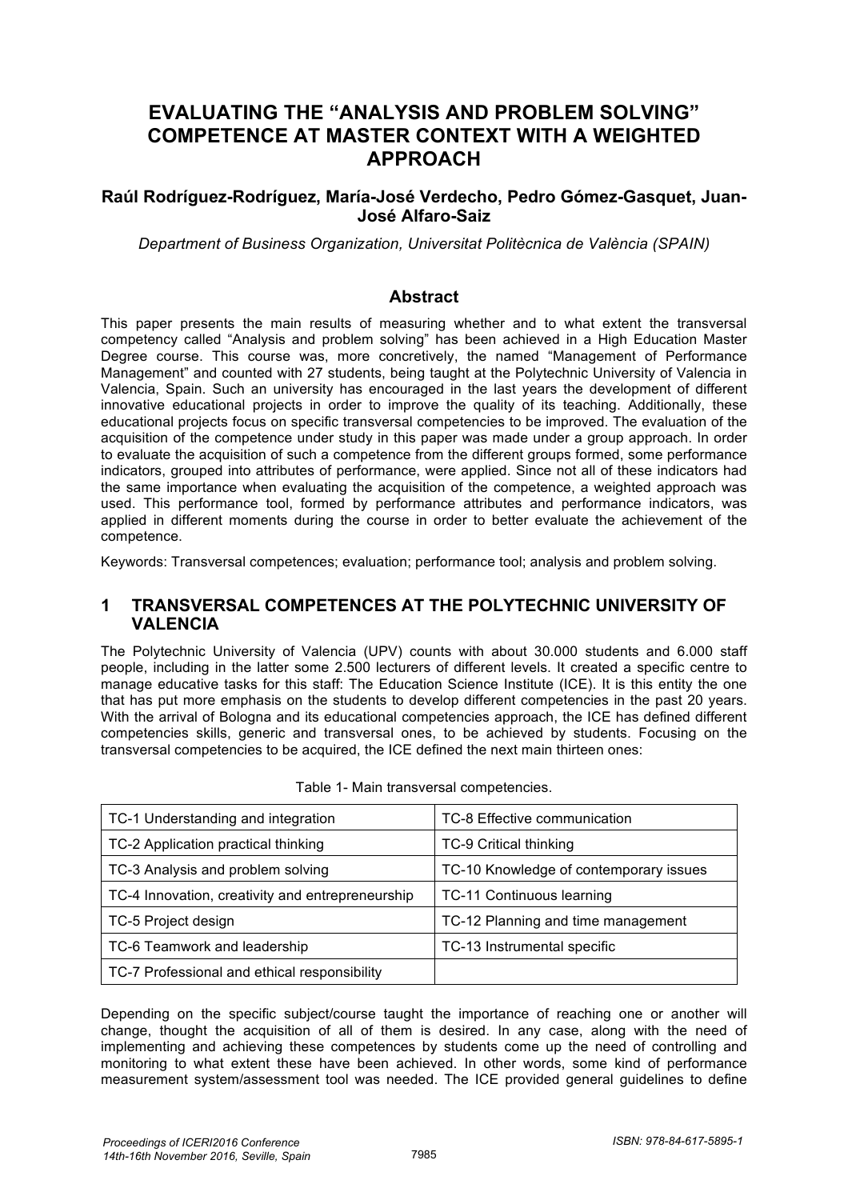# EVALUATING THE "ANALYSIS AND PROBLEM SOLVING" COMPETENCE AT MASTER CONTEXT WITH A WEIGHTED APPROACH

**Raúl Rodríguez-Rodríguez, María-José Verdecho, Pedro Gómez-Gasquet, Juan-José Alfaro-Saiz**

*Department of Business Organization, Universitat Politècnica de València (SPAIN)*

## Abstract

This paper presents the main results of measuring whether and to what extent the transversal competency called "Analysis and problem solving" has been achieved in a High Education Master Degree course. This course was, more concretively, the named "Management of Performance Management" and counted with 27 students, being taught at the Polytechnic University of Valencia in Valencia, Spain. Such an university has encouraged in the last years the development of different innovative educational projects in order to improve the quality of its teaching. Additionally, these educational projects focus on specific transversal competencies to be improved. The evaluation of the acquisition of the competence under study in this paper was made under a group approach. In order to evaluate the acquisition of such a competence from the different groups formed, some performance indicators, grouped into attributes of performance, were applied. Since not all of these indicators had the same importance when evaluating the acquisition of the competence, a weighted approach was used. This performance tool, formed by performance attributes and performance indicators, was applied in different moments during the course in order to better evaluate the achievement of the competence.

Keywords: Transversal competences; evaluation; performance tool; analysis and problem solving.

## 1 TRANSVERSAL COMPETENCES AT THE POLYTECHNIC UNIVERSITY OF VALENCIA

The Polytechnic University of Valencia (UPV) counts with about 30.000 students and 6.000 staff people, including in the latter some 2.500 lecturers of different levels. It created a specific centre to manage educative tasks for this staff: The Education Science Institute (ICE). It is this entity the one that has put more emphasis on the students to develop different competencies in the past 20 years. With the arrival of Bologna and its educational competencies approach, the ICE has defined different competencies skills, generic and transversal ones, to be achieved by students. Focusing on the transversal competencies to be acquired, the ICE defined the next main thirteen ones:

Table 1- Main transversal competencies.

| | |
|---|---|
| TC-1 Understanding and integration | TC-8 Effective communication |
| TC-2 Application practical thinking | TC-9 Critical thinking |
| TC-3 Analysis and problem solving | TC-10 Knowledge of contemporary issues |
| TC-4 Innovation, creativity and entrepreneurship | TC-11 Continuous learning |
| TC-5 Project design | TC-12 Planning and time management |
| TC-6 Teamwork and leadership | TC-13 Instrumental specific |
| TC-7 Professional and ethical responsibility | |

Depending on the specific subject/course taught the importance of reaching one or another will change, thought the acquisition of all of them is desired. In any case, along with the need of implementing and achieving these competences by students come up the need of controlling and monitoring to what extent these have been achieved. In other words, some kind of performance measurement system/assessment tool was needed. The ICE provided general guidelines to define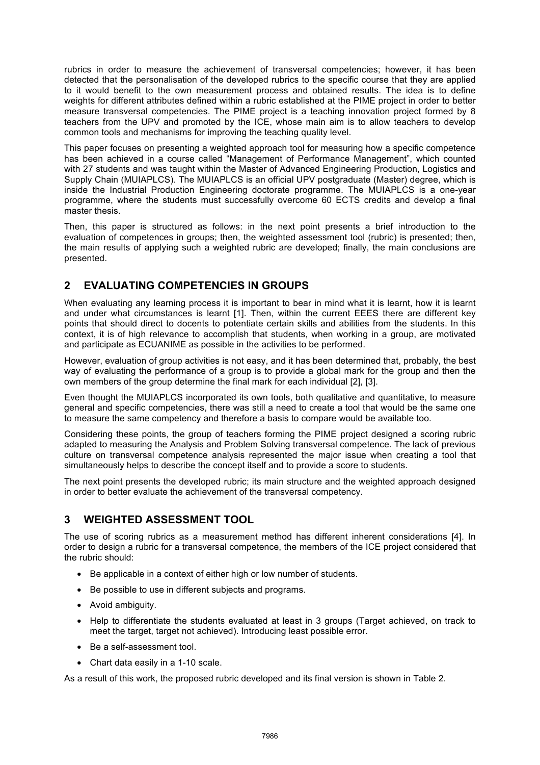rubrics in order to measure the achievement of transversal competencies; however, it has been detected that the personalisation of the developed rubrics to the specific course that they are applied to it would benefit to the own measurement process and obtained results. The idea is to define weights for different attributes defined within a rubric established at the PIME project in order to better measure transversal competencies. The PIME project is a teaching innovation project formed by 8 teachers from the UPV and promoted by the ICE, whose main aim is to allow teachers to develop common tools and mechanisms for improving the teaching quality level.

This paper focuses on presenting a weighted approach tool for measuring how a specific competence has been achieved in a course called "Management of Performance Management", which counted with 27 students and was taught within the Master of Advanced Engineering Production, Logistics and Supply Chain (MUIAPLCS). The MUIAPLCS is an official UPV postgraduate (Master) degree, which is inside the Industrial Production Engineering doctorate programme. The MUIAPLCS is a one-year programme, where the students must successfully overcome 60 ECTS credits and develop a final master thesis.

Then, this paper is structured as follows: in the next point presents a brief introduction to the evaluation of competences in groups; then, the weighted assessment tool (rubric) is presented; then, the main results of applying such a weighted rubric are developed; finally, the main conclusions are presented.

## 2 EVALUATING COMPETENCIES IN GROUPS

When evaluating any learning process it is important to bear in mind what it is learnt, how it is learnt and under what circumstances is learnt [1]. Then, within the current EEES there are different key points that should direct to docents to potentiate certain skills and abilities from the students. In this context, it is of high relevance to accomplish that students, when working in a group, are motivated and participate as ECUANIME as possible in the activities to be performed.

However, evaluation of group activities is not easy, and it has been determined that, probably, the best way of evaluating the performance of a group is to provide a global mark for the group and then the own members of the group determine the final mark for each individual [2], [3].

Even thought the MUIAPLCS incorporated its own tools, both qualitative and quantitative, to measure general and specific competencies, there was still a need to create a tool that would be the same one to measure the same competency and therefore a basis to compare would be available too.

Considering these points, the group of teachers forming the PIME project designed a scoring rubric adapted to measuring the Analysis and Problem Solving transversal competence. The lack of previous culture on transversal competence analysis represented the major issue when creating a tool that simultaneously helps to describe the concept itself and to provide a score to students.

The next point presents the developed rubric; its main structure and the weighted approach designed in order to better evaluate the achievement of the transversal competency.

## 3 WEIGHTED ASSESSMENT TOOL

The use of scoring rubrics as a measurement method has different inherent considerations [4]. In order to design a rubric for a transversal competence, the members of the ICE project considered that the rubric should:

- Be applicable in a context of either high or low number of students.
- Be possible to use in different subjects and programs.
- Avoid ambiguity.
- Help to differentiate the students evaluated at least in 3 groups (Target achieved, on track to meet the target, target not achieved). Introducing least possible error.
- Be a self-assessment tool.
- Chart data easily in a 1-10 scale.

As a result of this work, the proposed rubric developed and its final version is shown in Table 2.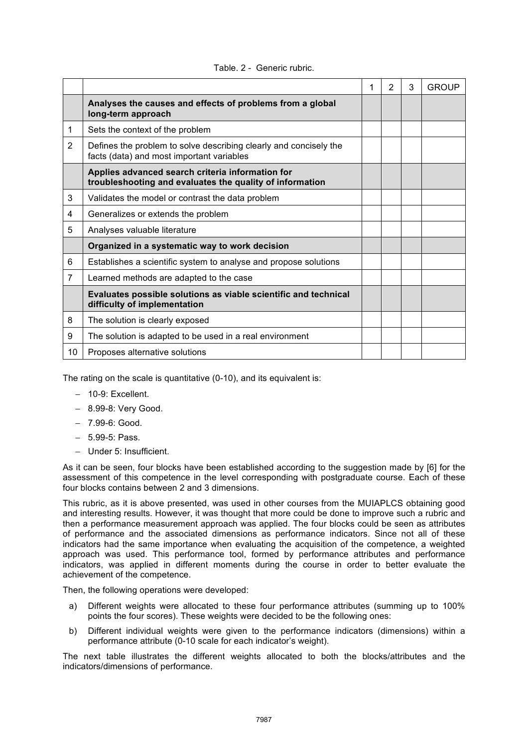Table. 2 - Generic rubric.

| | | 1 | 2 | 3 | GROUP |
|---|---|---|---|---|---|
| | **Analyses the causes and effects of problems from a global long-term approach** | | | | |
| 1 | Sets the context of the problem | | | | |
| 2 | Defines the problem to solve describing clearly and concisely the facts (data) and most important variables | | | | |
| | **Applies advanced search criteria information for troubleshooting and evaluates the quality of information** | | | | |
| 3 | Validates the model or contrast the data problem | | | | |
| 4 | Generalizes or extends the problem | | | | |
| 5 | Analyses valuable literature | | | | |
| | **Organized in a systematic way to work decision** | | | | |
| 6 | Establishes a scientific system to analyse and propose solutions | | | | |
| 7 | Learned methods are adapted to the case | | | | |
| | **Evaluates possible solutions as viable scientific and technical difficulty of implementation** | | | | |
| 8 | The solution is clearly exposed | | | | |
| 9 | The solution is adapted to be used in a real environment | | | | |
| 10 | Proposes alternative solutions | | | | |

The rating on the scale is quantitative (0-10), and its equivalent is:

- 10-9: Excellent.
- 8.99-8: Very Good.
- 7.99-6: Good.
- 5.99-5: Pass.
- Under 5: Insufficient.

As it can be seen, four blocks have been established according to the suggestion made by [6] for the assessment of this competence in the level corresponding with postgraduate course. Each of these four blocks contains between 2 and 3 dimensions.

This rubric, as it is above presented, was used in other courses from the MUIAPLCS obtaining good and interesting results. However, it was thought that more could be done to improve such a rubric and then a performance measurement approach was applied. The four blocks could be seen as attributes of performance and the associated dimensions as performance indicators. Since not all of these indicators had the same importance when evaluating the acquisition of the competence, a weighted approach was used. This performance tool, formed by performance attributes and performance indicators, was applied in different moments during the course in order to better evaluate the achievement of the competence.

Then, the following operations were developed:

a) Different weights were allocated to these four performance attributes (summing up to 100% points the four scores). These weights were decided to be the following ones:

b) Different individual weights were given to the performance indicators (dimensions) within a performance attribute (0-10 scale for each indicator's weight).

The next table illustrates the different weights allocated to both the blocks/attributes and the indicators/dimensions of performance.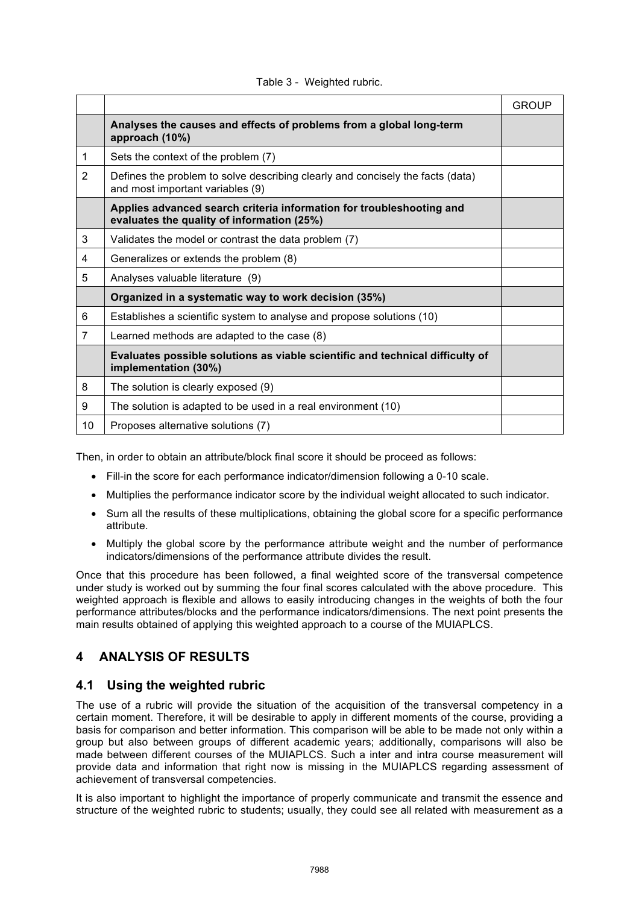Table 3 - Weighted rubric.

| | | GROUP |
|---|---|---|
| | **Analyses the causes and effects of problems from a global long-term approach (10%)** | |
| 1 | Sets the context of the problem (7) | |
| 2 | Defines the problem to solve describing clearly and concisely the facts (data) and most important variables (9) | |
| | **Applies advanced search criteria information for troubleshooting and evaluates the quality of information (25%)** | |
| 3 | Validates the model or contrast the data problem (7) | |
| 4 | Generalizes or extends the problem (8) | |
| 5 | Analyses valuable literature (9) | |
| | **Organized in a systematic way to work decision (35%)** | |
| 6 | Establishes a scientific system to analyse and propose solutions (10) | |
| 7 | Learned methods are adapted to the case (8) | |
| | **Evaluates possible solutions as viable scientific and technical difficulty of implementation (30%)** | |
| 8 | The solution is clearly exposed (9) | |
| 9 | The solution is adapted to be used in a real environment (10) | |
| 10 | Proposes alternative solutions (7) | |

Then, in order to obtain an attribute/block final score it should be proceed as follows:

- Fill-in the score for each performance indicator/dimension following a 0-10 scale.
- Multiplies the performance indicator score by the individual weight allocated to such indicator.
- Sum all the results of these multiplications, obtaining the global score for a specific performance attribute.
- Multiply the global score by the performance attribute weight and the number of performance indicators/dimensions of the performance attribute divides the result.

Once that this procedure has been followed, a final weighted score of the transversal competence under study is worked out by summing the four final scores calculated with the above procedure. This weighted approach is flexible and allows to easily introducing changes in the weights of both the four performance attributes/blocks and the performance indicators/dimensions. The next point presents the main results obtained of applying this weighted approach to a course of the MUIAPLCS.

## 4 ANALYSIS OF RESULTS

### 4.1 Using the weighted rubric

The use of a rubric will provide the situation of the acquisition of the transversal competency in a certain moment. Therefore, it will be desirable to apply in different moments of the course, providing a basis for comparison and better information. This comparison will be able to be made not only within a group but also between groups of different academic years; additionally, comparisons will also be made between different courses of the MUIAPLCS. Such a inter and intra course measurement will provide data and information that right now is missing in the MUIAPLCS regarding assessment of achievement of transversal competencies.

It is also important to highlight the importance of properly communicate and transmit the essence and structure of the weighted rubric to students; usually, they could see all related with measurement as a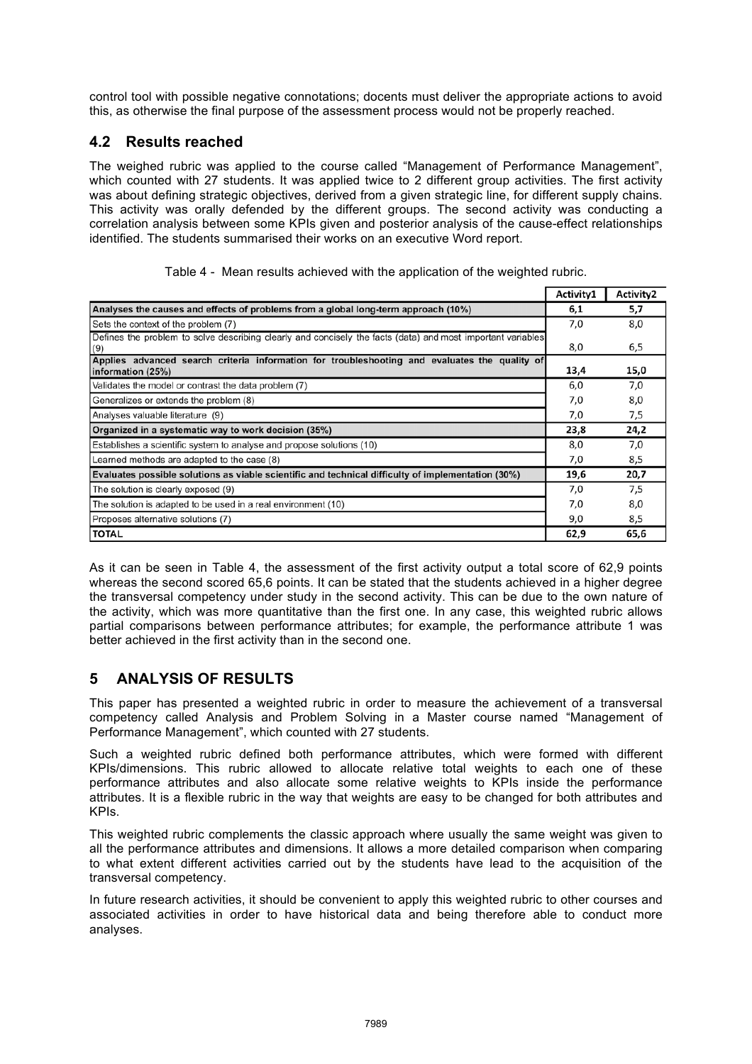control tool with possible negative connotations; docents must deliver the appropriate actions to avoid this, as otherwise the final purpose of the assessment process would not be properly reached.

## 4.2 Results reached

The weighed rubric was applied to the course called "Management of Performance Management", which counted with 27 students. It was applied twice to 2 different group activities. The first activity was about defining strategic objectives, derived from a given strategic line, for different supply chains. This activity was orally defended by the different groups. The second activity was conducting a correlation analysis between some KPIs given and posterior analysis of the cause-effect relationships identified. The students summarised their works on an executive Word report.

Table 4 - Mean results achieved with the application of the weighted rubric.

| | Activity1 | Activity2 |
|---|---|---|
| **Analyses the causes and effects of problems from a global long-term approach (10%)** | **6,1** | **5,7** |
| Sets the context of the problem (7) | 7,0 | 8,0 |
| Defines the problem to solve describing clearly and concisely the facts (data) and most important variables (9) | 8,0 | 6,5 |
| **Applies advanced search criteria information for troubleshooting and evaluates the quality of information (25%)** | **13,4** | **15,0** |
| Validates the model or contrast the data problem (7) | 6,0 | 7,0 |
| Generalizes or extends the problem (8) | 7,0 | 8,0 |
| Analyses valuable literature (9) | 7,0 | 7,5 |
| **Organized in a systematic way to work decision (35%)** | **23,8** | **24,2** |
| Establishes a scientific system to analyse and propose solutions (10) | 8,0 | 7,0 |
| Learned methods are adapted to the case (8) | 7,0 | 8,5 |
| **Evaluates possible solutions as viable scientific and technical difficulty of implementation (30%)** | **19,6** | **20,7** |
| The solution is clearly exposed (9) | 7,0 | 7,5 |
| The solution is adapted to be used in a real environment (10) | 7,0 | 8,0 |
| Proposes alternative solutions (7) | 9,0 | 8,5 |
| **TOTAL** | **62,9** | **65,6** |

As it can be seen in Table 4, the assessment of the first activity output a total score of 62,9 points whereas the second scored 65,6 points. It can be stated that the students achieved in a higher degree the transversal competency under study in the second activity. This can be due to the own nature of the activity, which was more quantitative than the first one. In any case, this weighted rubric allows partial comparisons between performance attributes; for example, the performance attribute 1 was better achieved in the first activity than in the second one.

# 5 ANALYSIS OF RESULTS

This paper has presented a weighted rubric in order to measure the achievement of a transversal competency called Analysis and Problem Solving in a Master course named "Management of Performance Management", which counted with 27 students.

Such a weighted rubric defined both performance attributes, which were formed with different KPIs/dimensions. This rubric allowed to allocate relative total weights to each one of these performance attributes and also allocate some relative weights to KPIs inside the performance attributes. It is a flexible rubric in the way that weights are easy to be changed for both attributes and KPIs.

This weighted rubric complements the classic approach where usually the same weight was given to all the performance attributes and dimensions. It allows a more detailed comparison when comparing to what extent different activities carried out by the students have lead to the acquisition of the transversal competency.

In future research activities, it should be convenient to apply this weighted rubric to other courses and associated activities in order to have historical data and being therefore able to conduct more analyses.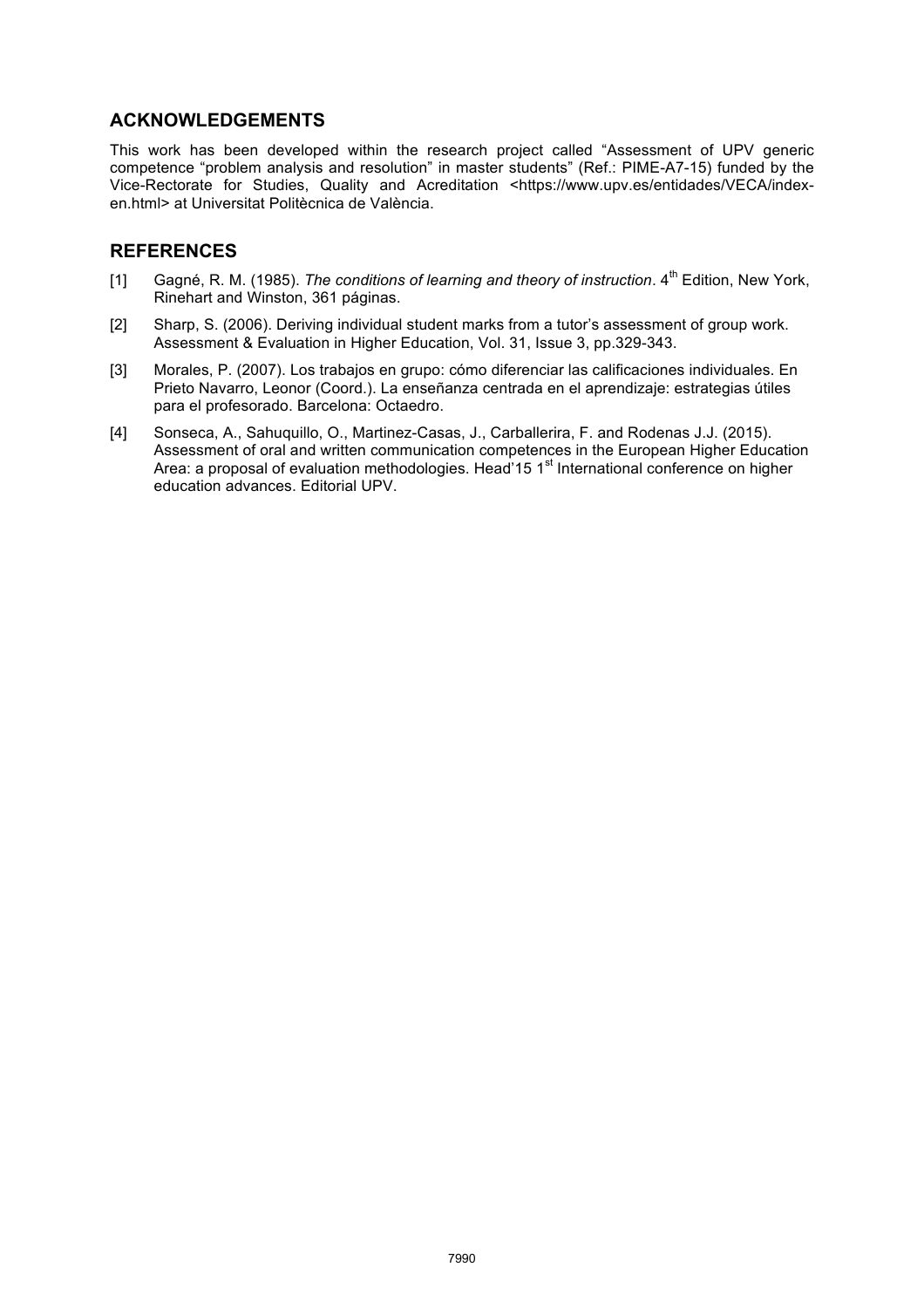## ACKNOWLEDGEMENTS

This work has been developed within the research project called "Assessment of UPV generic competence "problem analysis and resolution" in master students" (Ref.: PIME-A7-15) funded by the Vice-Rectorate for Studies, Quality and Acreditation <https://www.upv.es/entidades/VECA/index-en.html> at Universitat Politècnica de València.

## REFERENCES

[1] Gagné, R. M. (1985). *The conditions of learning and theory of instruction*. 4th Edition, New York, Rinehart and Winston, 361 páginas.

[2] Sharp, S. (2006). Deriving individual student marks from a tutor's assessment of group work. Assessment & Evaluation in Higher Education, Vol. 31, Issue 3, pp.329-343.

[3] Morales, P. (2007). Los trabajos en grupo: cómo diferenciar las calificaciones individuales. En Prieto Navarro, Leonor (Coord.). La enseñanza centrada en el aprendizaje: estrategias útiles para el profesorado. Barcelona: Octaedro.

[4] Sonseca, A., Sahuquillo, O., Martinez-Casas, J., Carballerira, F. and Rodenas J.J. (2015). Assessment of oral and written communication competences in the European Higher Education Area: a proposal of evaluation methodologies. Head'15 1st International conference on higher education advances. Editorial UPV.